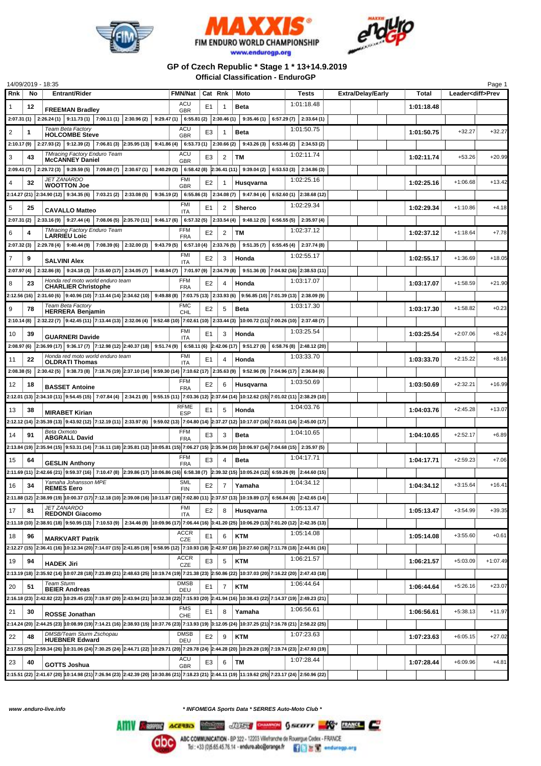FIM ENDURO WORLD CHAMPIONSHIP

www.endurogp.org

# GP of Czech Republic * Stage 1 * 13+14.9.2019

## Official Classification - EnduroGP

14/09/2019 - 18:35

| Rnk | No | Entrant/Rider | FMN/Nat | Cat | Rnk | Moto | Tests | Extra/Delay/Early | Total | Leader<diff>Prev | |
|---|---|---|---|---|---|---|---|---|---|---|---|
| 1 | 12 | **FREEMAN Bradley** | ACU GBR | E1 | 1 | Beta | 1:01:18.48 | | **1:01:18.48** | | |
| | | 2:07.31 (1) 2:26.24 (1) 9:11.73 (1) 7:00.11 (1) 2:30.96 (2) 9:29.47 (1) 6:55.81 (2) 2:30.46 (1) 9:35.46 (1) 6:57.29 (7) 2:33.64 (1) | | | | | | | | | |
| 2 | 1 | Team Beta Factory **HOLCOMBE Steve** | ACU GBR | E3 | 1 | Beta | 1:01:50.75 | | **1:01:50.75** | +32.27 | +32.27 |
| | | 2:10.17 (9) 2:27.93 (2) 9:12.39 (2) 7:06.81 (3) 2:35.95 (13) 9:41.86 (4) 6:53.73 (1) 2:30.66 (2) 9:43.26 (3) 6:53.46 (2) 2:34.53 (2) | | | | | | | | | |
| 3 | 43 | TMracing Factory Enduro Team **McCANNEY Daniel** | ACU GBR | E3 | 2 | TM | 1:02:11.74 | | **1:02:11.74** | +53.26 | +20.99 |
| | | 2:09.41 (7) 2:29.72 (3) 9:29.59 (5) 7:09.80 (7) 2:30.67 (1) 9:40.29 (3) 6:58.42 (8) 2:36.41 (11) 9:39.04 (2) 6:53.53 (3) 2:34.86 (3) | | | | | | | | | |
| 4 | 32 | JET ZANARDO **WOOTTON Joe** | FMI GBR | E2 | 1 | Husqvarna | 1:02:25.16 | | **1:02:25.16** | +1:06.68 | +13.42 |
| | | 2:14.27 (21) 2:34.90 (12) 9:34.35 (6) 7:03.21 (2) 2:33.08 (5) 9:36.19 (2) 6:55.86 (3) 2:34.08 (7) 9:47.94 (4) 6:52.60 (1) 2:38.68 (12) | | | | | | | | | |
| 5 | 25 | **CAVALLO Matteo** | FMI ITA | E1 | 2 | Sherco | 1:02:29.34 | | **1:02:29.34** | +1:10.86 | +4.18 |
| | | 2:07.31 (2) 2:33.16 (9) 9:27.44 (4) 7:08.06 (5) 2:35.70 (11) 9:46.17 (6) 6:57.32 (5) 2:33.54 (4) 9:48.12 (5) 6:56.55 (5) 2:35.97 (4) | | | | | | | | | |
| 6 | 4 | TMracing Factory Enduro Team **LARRIEU Loic** | FFM FRA | E2 | 2 | TM | 1:02:37.12 | | **1:02:37.12** | +1:18.64 | +7.78 |
| | | 2:07.32 (3) 2:29.78 (4) 9:40.44 (9) 7:08.39 (6) 2:32.00 (3) 9:43.79 (5) 6:57.10 (4) 2:33.76 (5) 9:51.35 (7) 6:55.45 (4) 2:37.74 (8) | | | | | | | | | |
| 7 | 9 | **SALVINI Alex** | FMI ITA | E2 | 3 | Honda | 1:02:55.17 | | **1:02:55.17** | +1:36.69 | +18.05 |
| | | 2:07.97 (4) 2:32.86 (8) 9:24.18 (3) 7:15.60 (17) 2:34.05 (7) 9:48.94 (7) 7:01.97 (9) 2:34.79 (8) 9:51.36 (8) 7:04.92 (16) 2:38.53 (11) | | | | | | | | | |
| 8 | 23 | Honda red moto world enduro team **CHARLIER Christophe** | FFM FRA | E2 | 4 | Honda | 1:03:17.07 | | **1:03:17.07** | +1:58.59 | +21.90 |
| | | 2:12.56 (16) 2:31.60 (6) 9:40.96 (10) 7:13.44 (14) 2:34.62 (10) 9:49.88 (8) 7:03.75 (13) 2:33.93 (6) 9:56.85 (10) 7:01.39 (13) 2:38.09 (9) | | | | | | | | | |
| 9 | 78 | Team Beta Factory **HERRERA Benjamin** | FMC CHL | E2 | 5 | Beta | 1:03:17.30 | | **1:03:17.30** | +1:58.82 | +0.23 |
| | | 2:10.14 (8) 2:32.22 (7) 9:42.45 (11) 7:13.44 (13) 2:32.06 (4) 9:52.48 (10) 7:02.61 (10) 2:33.44 (3) 10:00.72 (11) 7:00.26 (10) 2:37.48 (7) | | | | | | | | | |
| 10 | 39 | **GUARNERI Davide** | FMI ITA | E1 | 3 | Honda | 1:03:25.54 | | **1:03:25.54** | +2:07.06 | +8.24 |
| | | 2:08.97 (6) 2:36.99 (17) 9:36.17 (7) 7:12.98 (12) 2:40.37 (18) 9:51.74 (9) 6:58.11 (6) 2:42.06 (17) 9:51.27 (6) 6:58.76 (8) 2:48.12 (20) | | | | | | | | | |
| 11 | 22 | Honda red moto world enduro team **OLDRATI Thomas** | FMI ITA | E1 | 4 | Honda | 1:03:33.70 | | **1:03:33.70** | +2:15.22 | +8.16 |
| | | 2:08.38 (5) 2:30.42 (5) 9:38.73 (8) 7:18.76 (19) 2:37.10 (14) 9:59.30 (14) 7:10.62 (17) 2:35.63 (9) 9:52.96 (9) 7:04.96 (17) 2:36.84 (6) | | | | | | | | | |
| 12 | 18 | **BASSET Antoine** | FFM FRA | E2 | 6 | Husqvarna | 1:03:50.69 | | **1:03:50.69** | +2:32.21 | +16.99 |
| | | 2:12.01 (13) 2:34.10 (11) 9:54.45 (15) 7:07.84 (4) 2:34.21 (8) 9:55.15 (11) 7:03.36 (12) 2:37.64 (14) 10:12.62 (15) 7:01.02 (11) 2:38.29 (10) | | | | | | | | | |
| 13 | 38 | **MIRABET Kirian** | RFME ESP | E1 | 5 | Honda | 1:04:03.76 | | **1:04:03.76** | +2:45.28 | +13.07 |
| | | 2:12.12 (14) 2:35.39 (13) 9:43.92 (12) 7:12.19 (11) 2:33.97 (6) 9:59.02 (13) 7:04.80 (14) 2:37.27 (12) 10:17.07 (16) 7:03.01 (14) 2:45.00 (17) | | | | | | | | | |
| 14 | 91 | Beta Oxmoto **ABGRALL David** | FFM FRA | E3 | 3 | Beta | 1:04:10.65 | | **1:04:10.65** | +2:52.17 | +6.89 |
| | | 2:13.84 (19) 2:35.94 (15) 9:53.31 (14) 7:16.11 (18) 2:35.81 (12) 10:05.81 (15) 7:06.27 (15) 2:35.94 (10) 10:06.97 (14) 7:04.68 (15) 2:35.97 (5) | | | | | | | | | |
| 15 | 64 | **GESLIN Anthony** | FFM FRA | E3 | 4 | Beta | 1:04:17.71 | | **1:04:17.71** | +2:59.23 | +7.06 |
| | | 2:11.69 (11) 2:42.66 (21) 9:59.37 (16) 7:10.47 (8) 2:39.86 (17) 10:06.86 (16) 6:58.38 (7) 2:39.32 (15) 10:05.24 (12) 6:59.26 (9) 2:44.60 (15) | | | | | | | | | |
| 16 | 34 | Yamaha Johansson MPE **REMES Eero** | SML FIN | E2 | 7 | Yamaha | 1:04:34.12 | | **1:04:34.12** | +3:15.64 | +16.41 |
| | | 2:11.88 (12) 2:38.99 (19) 10:00.37 (17) 7:12.18 (10) 2:39.08 (16) 10:11.87 (18) 7:02.80 (11) 2:37.57 (13) 10:19.89 (17) 6:56.84 (6) 2:42.65 (14) | | | | | | | | | |
| 17 | 81 | JET ZANARDO **REDONDI Giacomo** | FMI ITA | E2 | 8 | Husqvarna | 1:05:13.47 | | **1:05:13.47** | +3:54.99 | +39.35 |
| | | 2:11.18 (10) 2:38.91 (18) 9:50.95 (13) 7:10.53 (9) 2:34.46 (9) 10:09.96 (17) 7:06.44 (16) 3:41.20 (25) 10:06.29 (13) 7:01.20 (12) 2:42.35 (13) | | | | | | | | | |
| 18 | 96 | **MARKVART Patrik** | ACCR CZE | E1 | 6 | KTM | 1:05:14.08 | | **1:05:14.08** | +3:55.60 | +0.61 |
| | | 2:12.27 (15) 2:36.41 (16) 10:12.34 (20) 7:14.07 (15) 2:41.85 (19) 9:58.95 (12) 7:10.93 (18) 2:42.97 (18) 10:27.60 (18) 7:11.78 (18) 2:44.91 (16) | | | | | | | | | |
| 19 | 94 | **HADEK Jiri** | ACCR CZE | E3 | 5 | KTM | 1:06:21.57 | | **1:06:21.57** | +5:03.09 | +1:07.49 |
| | | 2:13.19 (18) 2:35.92 (14) 10:07.28 (18) 7:23.89 (21) 2:48.63 (25) 10:19.74 (19) 7:21.38 (23) 2:50.86 (22) 10:37.03 (20) 7:16.22 (20) 2:47.43 (18) | | | | | | | | | |
| 20 | 51 | Team Sturm **BEIER Andreas** | DMSB DEU | E1 | 7 | KTM | 1:06:44.64 | | **1:06:44.64** | +5:26.16 | +23.07 |
| | | 2:16.18 (23) 2:42.82 (22) 10:29.45 (23) 7:19.97 (20) 2:43.94 (21) 10:32.38 (22) 7:15.93 (20) 2:41.94 (16) 10:38.43 (22) 7:14.37 (19) 2:49.23 (21) | | | | | | | | | |
| 21 | 30 | **ROSSE Jonathan** | FMS CHE | E1 | 8 | Yamaha | 1:06:56.61 | | **1:06:56.61** | +5:38.13 | +11.97 |
| | | 2:14.24 (20) 2:44.25 (23) 10:08.99 (19) 7:14.21 (16) 2:38.93 (15) 10:37.76 (23) 7:13.93 (19) 3:12.05 (24) 10:37.25 (21) 7:16.78 (21) 2:58.22 (25) | | | | | | | | | |
| 22 | 48 | DMSB/Team Sturm Zschopau **HUEBNER Edward** | DMSB DEU | E2 | 9 | KTM | 1:07:23.63 | | **1:07:23.63** | +6:05.15 | +27.02 |
| | | 2:17.55 (25) 2:59.34 (26) 10:31.06 (24) 7:30.25 (24) 2:44.71 (22) 10:29.71 (20) 7:29.78 (24) 2:44.28 (20) 10:29.28 (19) 7:19.74 (23) 2:47.93 (19) | | | | | | | | | |
| 23 | 40 | **GOTTS Joshua** | ACU GBR | E3 | 6 | TM | 1:07:28.44 | | **1:07:28.44** | +6:09.96 | +4.81 |
| | | 2:15.51 (22) 2:41.67 (20) 10:14.98 (21) 7:26.94 (23) 2:42.39 (20) 10:30.86 (21) 7:18.23 (21) 2:44.11 (19) 11:19.62 (25) 7:23.17 (24) 2:50.96 (22) | | | | | | | | | |

*www.enduro-live.info*

*\* INFOMEGA Sports Data \* SERRES Auto-Moto Club \**

ABC COMMUNICATION - BP 322 - 12203 Villefranche de Rouergue Cedex - FRANCE
Tel : +33 (0)5.65.45.76.14 - enduro.abc@orange.fr

endurogp.org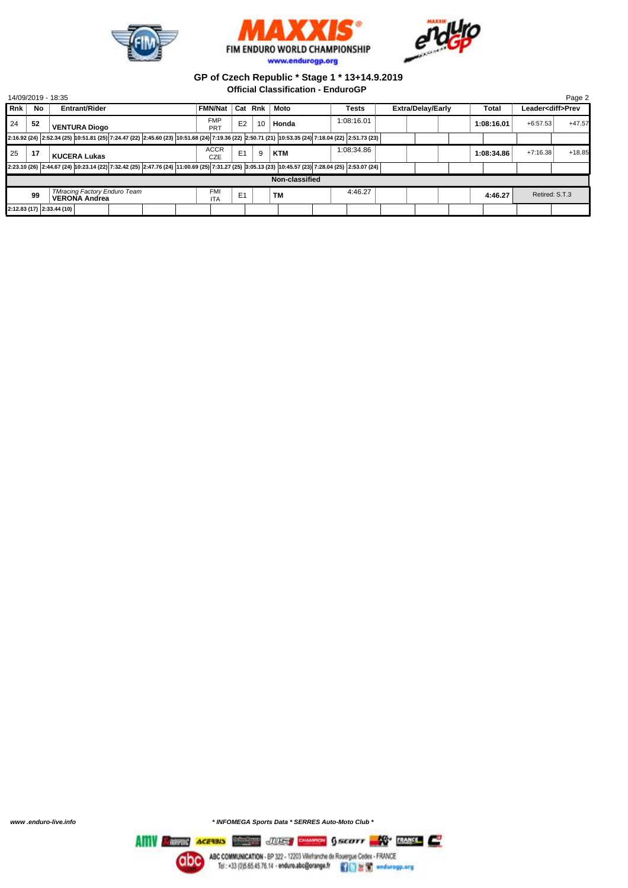FIM ENDURO WORLD CHAMPIONSHIP
www.endurogp.org

## GP of Czech Republic * Stage 1 * 13+14.9.2019

### Official Classification - EnduroGP

14/09/2019 - 18:35

| Rnk | No | Entrant/Rider | FMN/Nat | Cat | Rnk | Moto | Tests | Extra/Delay/Early | Total | Leader<diff>Prev | |
|---|---|---|---|---|---|---|---|---|---|---|---|
| 24 | 52 | **VENTURA Diogo** | FMP PRT | E2 | 10 | **Honda** | 1:08:16.01 | | **1:08:16.01** | +6:57.53 | +47.57 |
| | | 2:16.92 (24) 2:52.34 (25) 10:51.81 (25) 7:24.47 (22) 2:45.60 (23) 10:51.68 (24) 7:19.36 (22) 2:50.71 (21) 10:53.35 (24) 7:18.04 (22) 2:51.73 (23) | | | | | | | | | |
| 25 | 17 | **KUCERA Lukas** | ACCR CZE | E1 | 9 | **KTM** | 1:08:34.86 | | **1:08:34.86** | +7:16.38 | +18.85 |
| | | 2:23.10 (26) 2:44.67 (24) 10:23.14 (22) 7:32.42 (25) 2:47.76 (24) 11:00.69 (25) 7:31.27 (25) 3:05.13 (23) 10:45.57 (23) 7:28.04 (25) 2:53.07 (24) | | | | | | | | | |
| | | **Non-classified** | | | | | | | | | |
| | 99 | *TMracing Factory Enduro Team* **VERONA Andrea** | FMI ITA | E1 | | **TM** | 4:46.27 | | **4:46.27** | Retired: S.T.3 | |
| | | 2:12.83 (17) 2:33.44 (10) | | | | | | | | | |

*www .enduro-live.info*

** INFOMEGA Sports Data * SERRES Auto-Moto Club **

ABC COMMUNICATION - BP 322 - 12203 Villefranche de Rouergue Cedex - FRANCE
Tel : +33 (0)5.65.45.76.14 - enduro.abc@orange.fr endurogp.org